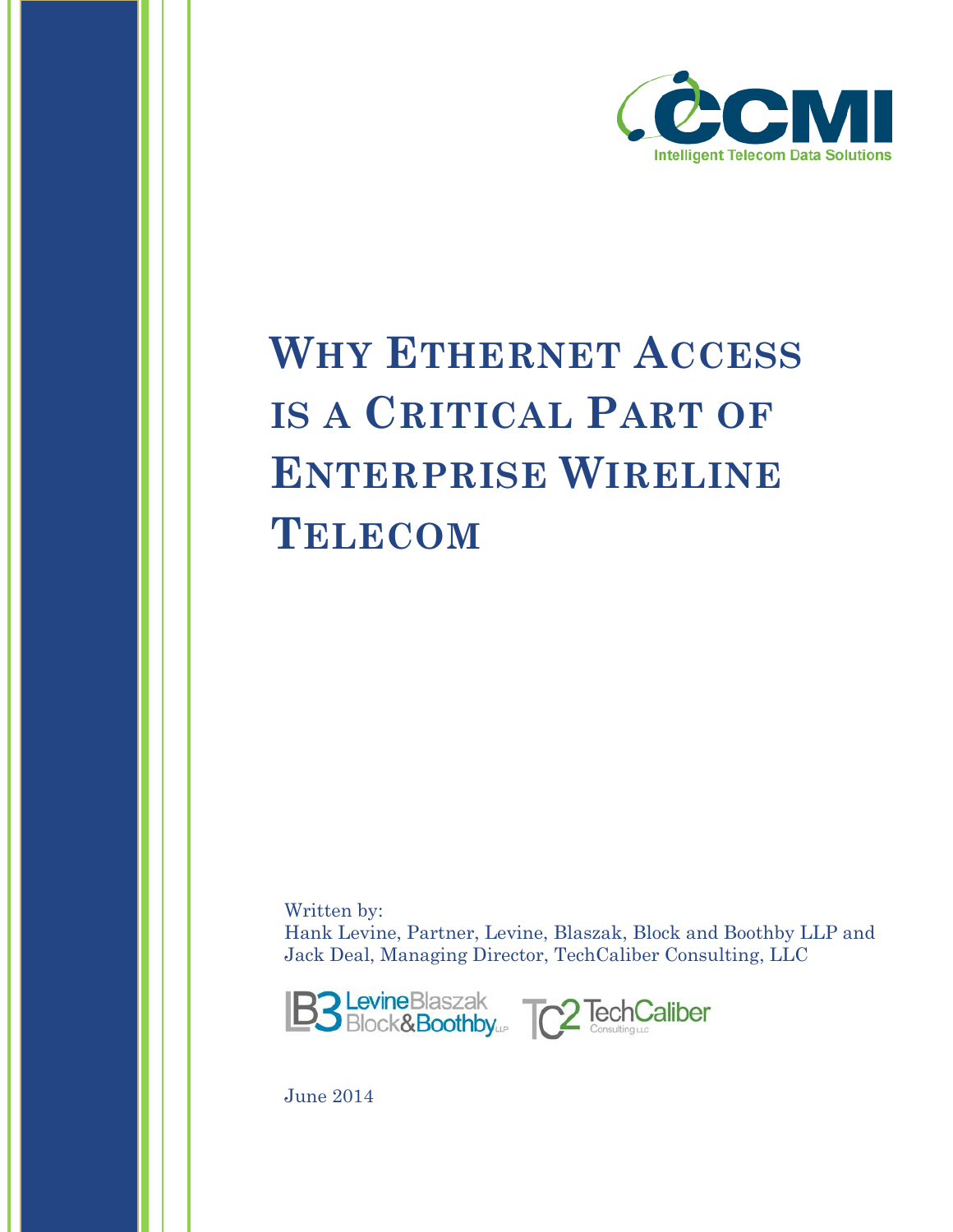CCMI

Intelligent Telecom Data Solutions

# Why Ethernet Access is a Critical Part of Enterprise Wireline Telecom

Written by:
Hank Levine, Partner, Levine, Blaszak, Block and Boothby LLP and
Jack Deal, Managing Director, TechCaliber Consulting, LLC

LevineBlaszak Block&Boothby LLP

TechCaliber Consulting LLC

June 2014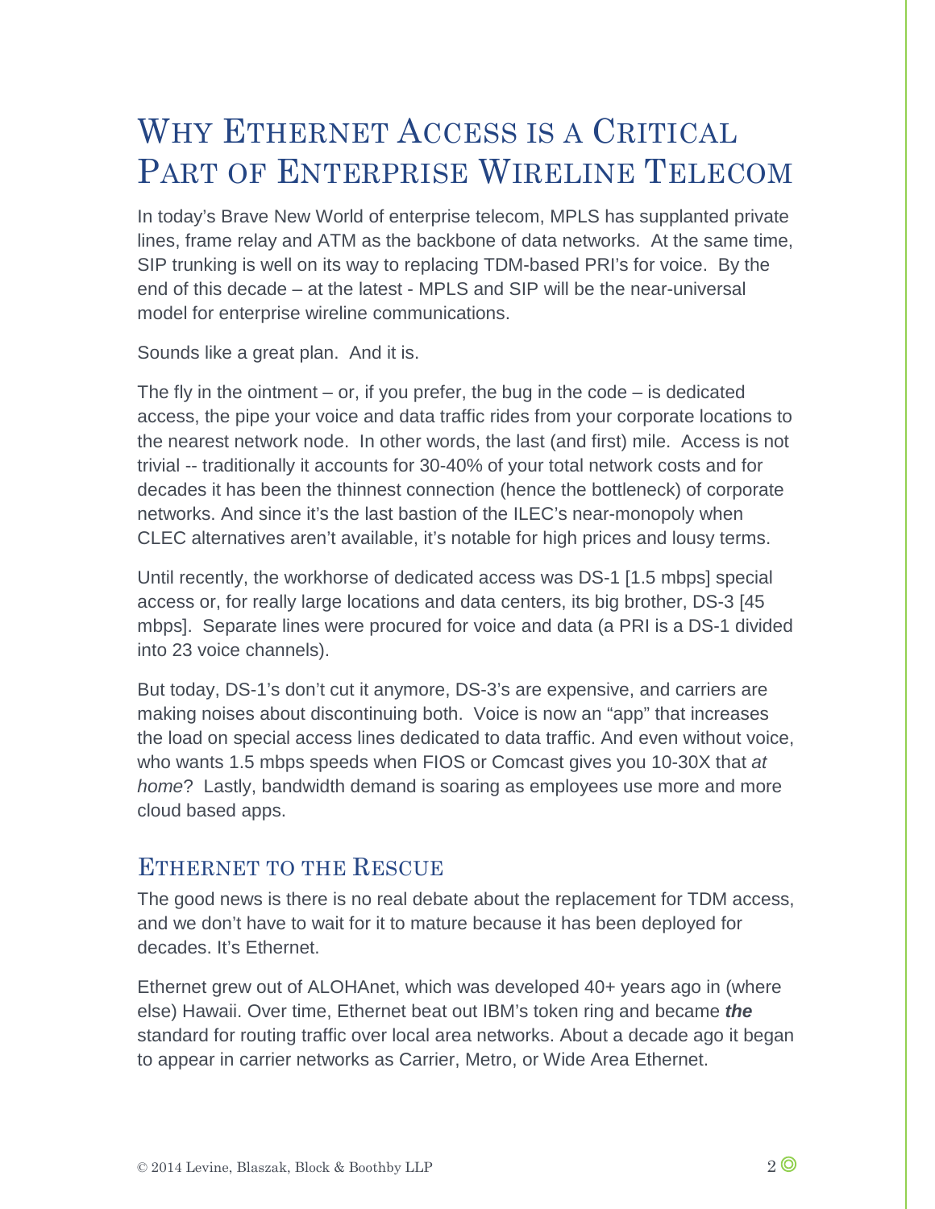# Why Ethernet Access is a Critical Part of Enterprise Wireline Telecom

In today's Brave New World of enterprise telecom, MPLS has supplanted private lines, frame relay and ATM as the backbone of data networks. At the same time, SIP trunking is well on its way to replacing TDM-based PRI's for voice. By the end of this decade – at the latest - MPLS and SIP will be the near-universal model for enterprise wireline communications.

Sounds like a great plan. And it is.

The fly in the ointment – or, if you prefer, the bug in the code – is dedicated access, the pipe your voice and data traffic rides from your corporate locations to the nearest network node. In other words, the last (and first) mile. Access is not trivial -- traditionally it accounts for 30-40% of your total network costs and for decades it has been the thinnest connection (hence the bottleneck) of corporate networks. And since it's the last bastion of the ILEC's near-monopoly when CLEC alternatives aren't available, it's notable for high prices and lousy terms.

Until recently, the workhorse of dedicated access was DS-1 [1.5 mbps] special access or, for really large locations and data centers, its big brother, DS-3 [45 mbps]. Separate lines were procured for voice and data (a PRI is a DS-1 divided into 23 voice channels).

But today, DS-1's don't cut it anymore, DS-3's are expensive, and carriers are making noises about discontinuing both. Voice is now an "app" that increases the load on special access lines dedicated to data traffic. And even without voice, who wants 1.5 mbps speeds when FIOS or Comcast gives you 10-30X that *at home*? Lastly, bandwidth demand is soaring as employees use more and more cloud based apps.

## Ethernet to the Rescue

The good news is there is no real debate about the replacement for TDM access, and we don't have to wait for it to mature because it has been deployed for decades. It's Ethernet.

Ethernet grew out of ALOHAnet, which was developed 40+ years ago in (where else) Hawaii. Over time, Ethernet beat out IBM's token ring and became ***the*** standard for routing traffic over local area networks. About a decade ago it began to appear in carrier networks as Carrier, Metro, or Wide Area Ethernet.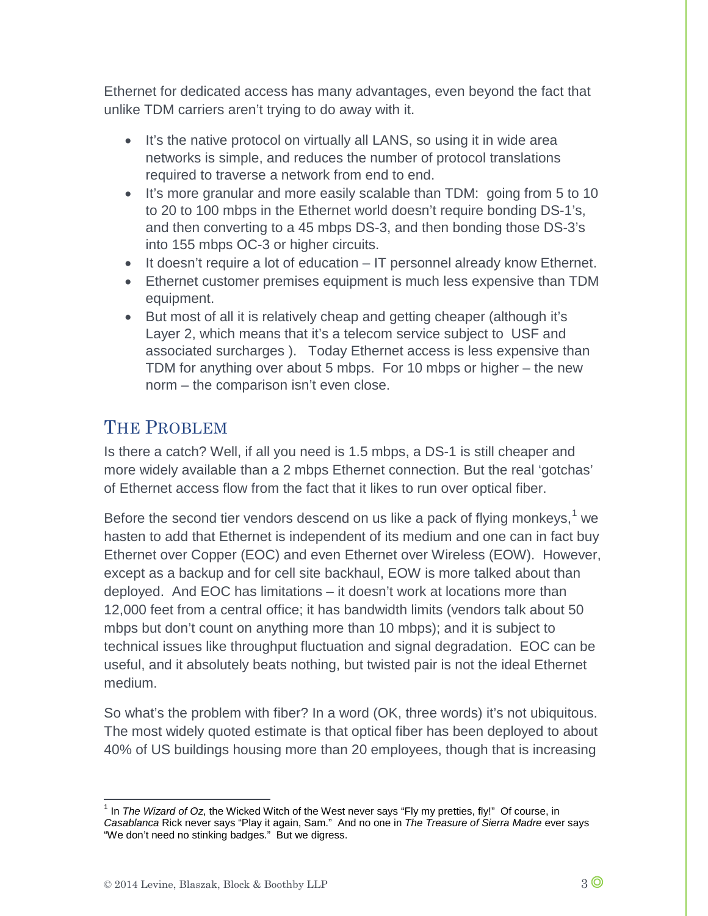Ethernet for dedicated access has many advantages, even beyond the fact that unlike TDM carriers aren't trying to do away with it.

- It's the native protocol on virtually all LANS, so using it in wide area networks is simple, and reduces the number of protocol translations required to traverse a network from end to end.
- It's more granular and more easily scalable than TDM: going from 5 to 10 to 20 to 100 mbps in the Ethernet world doesn't require bonding DS-1's, and then converting to a 45 mbps DS-3, and then bonding those DS-3's into 155 mbps OC-3 or higher circuits.
- It doesn't require a lot of education – IT personnel already know Ethernet.
- Ethernet customer premises equipment is much less expensive than TDM equipment.
- But most of all it is relatively cheap and getting cheaper (although it's Layer 2, which means that it's a telecom service subject to USF and associated surcharges ). Today Ethernet access is less expensive than TDM for anything over about 5 mbps. For 10 mbps or higher – the new norm – the comparison isn't even close.

## The Problem

Is there a catch? Well, if all you need is 1.5 mbps, a DS-1 is still cheaper and more widely available than a 2 mbps Ethernet connection. But the real 'gotchas' of Ethernet access flow from the fact that it likes to run over optical fiber.

Before the second tier vendors descend on us like a pack of flying monkeys,[1] we hasten to add that Ethernet is independent of its medium and one can in fact buy Ethernet over Copper (EOC) and even Ethernet over Wireless (EOW). However, except as a backup and for cell site backhaul, EOW is more talked about than deployed. And EOC has limitations – it doesn't work at locations more than 12,000 feet from a central office; it has bandwidth limits (vendors talk about 50 mbps but don't count on anything more than 10 mbps); and it is subject to technical issues like throughput fluctuation and signal degradation. EOC can be useful, and it absolutely beats nothing, but twisted pair is not the ideal Ethernet medium.

So what's the problem with fiber? In a word (OK, three words) it's not ubiquitous. The most widely quoted estimate is that optical fiber has been deployed to about 40% of US buildings housing more than 20 employees, though that is increasing

[1] In *The Wizard of Oz*, the Wicked Witch of the West never says "Fly my pretties, fly!" Of course, in *Casablanca* Rick never says "Play it again, Sam." And no one in *The Treasure of Sierra Madre* ever says "We don't need no stinking badges." But we digress.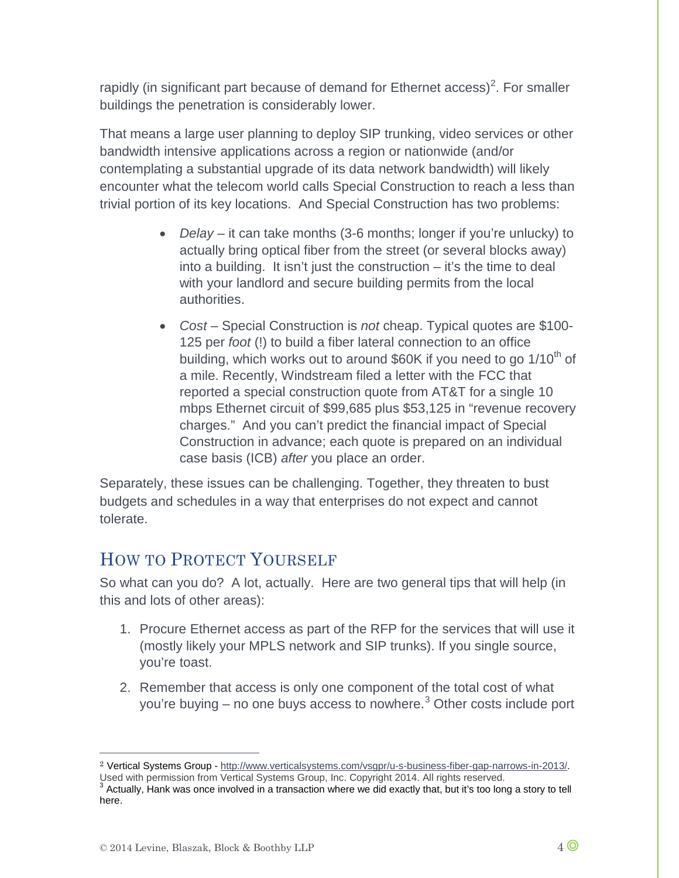rapidly (in significant part because of demand for Ethernet access)[2]. For smaller buildings the penetration is considerably lower.

That means a large user planning to deploy SIP trunking, video services or other bandwidth intensive applications across a region or nationwide (and/or contemplating a substantial upgrade of its data network bandwidth) will likely encounter what the telecom world calls Special Construction to reach a less than trivial portion of its key locations. And Special Construction has two problems:

- *Delay* – it can take months (3-6 months; longer if you're unlucky) to actually bring optical fiber from the street (or several blocks away) into a building. It isn't just the construction – it's the time to deal with your landlord and secure building permits from the local authorities.
- *Cost* – Special Construction is *not* cheap. Typical quotes are $100-125 per *foot* (!) to build a fiber lateral connection to an office building, which works out to around $60K if you need to go 1/10th of a mile. Recently, Windstream filed a letter with the FCC that reported a special construction quote from AT&T for a single 10 mbps Ethernet circuit of $99,685 plus $53,125 in "revenue recovery charges." And you can't predict the financial impact of Special Construction in advance; each quote is prepared on an individual case basis (ICB) *after* you place an order.

Separately, these issues can be challenging. Together, they threaten to bust budgets and schedules in a way that enterprises do not expect and cannot tolerate.

## How to Protect Yourself

So what can you do? A lot, actually. Here are two general tips that will help (in this and lots of other areas):

1. Procure Ethernet access as part of the RFP for the services that will use it (mostly likely your MPLS network and SIP trunks). If you single source, you're toast.
2. Remember that access is only one component of the total cost of what you're buying – no one buys access to nowhere.[3] Other costs include port

---

[2] Vertical Systems Group - http://www.verticalsystems.com/vsgpr/u-s-business-fiber-gap-narrows-in-2013/. Used with permission from Vertical Systems Group, Inc. Copyright 2014. All rights reserved.

[3] Actually, Hank was once involved in a transaction where we did exactly that, but it's too long a story to tell here.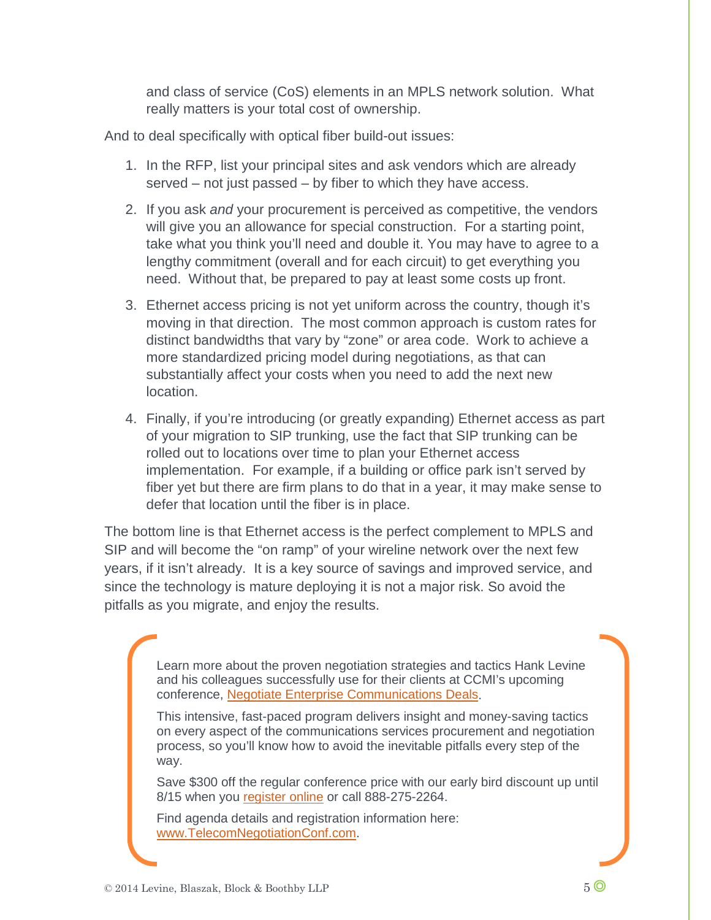and class of service (CoS) elements in an MPLS network solution. What really matters is your total cost of ownership.

And to deal specifically with optical fiber build-out issues:

1. In the RFP, list your principal sites and ask vendors which are already served – not just passed – by fiber to which they have access.
2. If you ask *and* your procurement is perceived as competitive, the vendors will give you an allowance for special construction. For a starting point, take what you think you'll need and double it. You may have to agree to a lengthy commitment (overall and for each circuit) to get everything you need. Without that, be prepared to pay at least some costs up front.
3. Ethernet access pricing is not yet uniform across the country, though it's moving in that direction. The most common approach is custom rates for distinct bandwidths that vary by "zone" or area code. Work to achieve a more standardized pricing model during negotiations, as that can substantially affect your costs when you need to add the next new location.
4. Finally, if you're introducing (or greatly expanding) Ethernet access as part of your migration to SIP trunking, use the fact that SIP trunking can be rolled out to locations over time to plan your Ethernet access implementation. For example, if a building or office park isn't served by fiber yet but there are firm plans to do that in a year, it may make sense to defer that location until the fiber is in place.

The bottom line is that Ethernet access is the perfect complement to MPLS and SIP and will become the "on ramp" of your wireline network over the next few years, if it isn't already. It is a key source of savings and improved service, and since the technology is mature deploying it is not a major risk. So avoid the pitfalls as you migrate, and enjoy the results.

Learn more about the proven negotiation strategies and tactics Hank Levine and his colleagues successfully use for their clients at CCMI's upcoming conference, Negotiate Enterprise Communications Deals.

This intensive, fast-paced program delivers insight and money-saving tactics on every aspect of the communications services procurement and negotiation process, so you'll know how to avoid the inevitable pitfalls every step of the way.

Save $300 off the regular conference price with our early bird discount up until 8/15 when you register online or call 888-275-2264.

Find agenda details and registration information here: www.TelecomNegotiationConf.com.

© 2014 Levine, Blaszak, Block & Boothby LLP